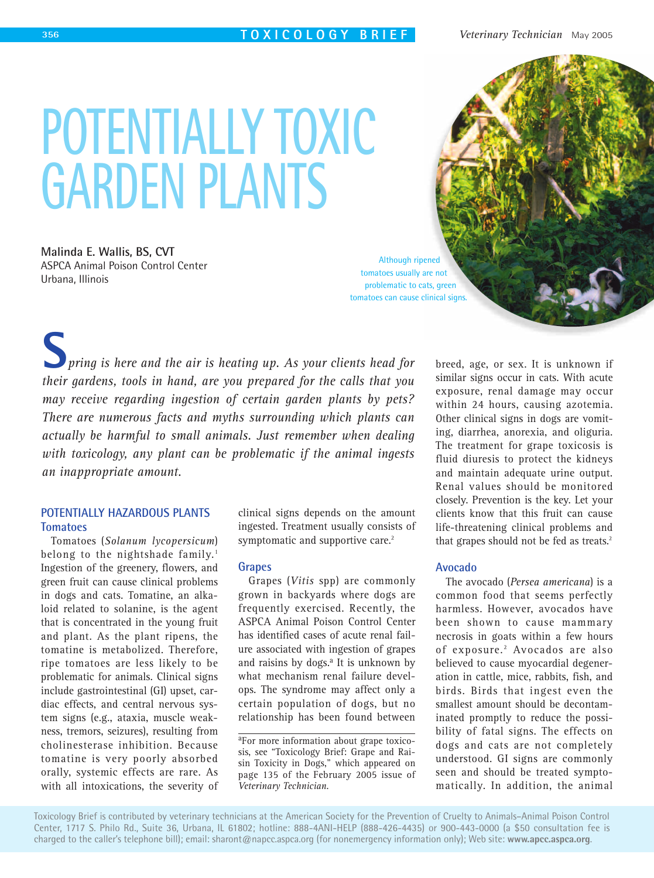# POTENTIALLY TOXIC GARDEN PLANTS

**Malinda E. Wallis, BS, CVT**
ASPCA Animal Poison Control Center
Urbana, Illinois

Although ripened tomatoes usually are not problematic to cats, green tomatoes can cause clinical signs.

*Spring is here and the air is heating up. As your clients head for their gardens, tools in hand, are you prepared for the calls that you may receive regarding ingestion of certain garden plants by pets? There are numerous facts and myths surrounding which plants can actually be harmful to small animals. Just remember when dealing with toxicology, any plant can be problematic if the animal ingests an inappropriate amount.*

## POTENTIALLY HAZARDOUS PLANTS

### Tomatoes

Tomatoes (*Solanum lycopersicum*) belong to the nightshade family.[1] Ingestion of the greenery, flowers, and green fruit can cause clinical problems in dogs and cats. Tomatine, an alkaloid related to solanine, is the agent that is concentrated in the young fruit and plant. As the plant ripens, the tomatine is metabolized. Therefore, ripe tomatoes are less likely to be problematic for animals. Clinical signs include gastrointestinal (GI) upset, cardiac effects, and central nervous system signs (e.g., ataxia, muscle weakness, tremors, seizures), resulting from cholinesterase inhibition. Because tomatine is very poorly absorbed orally, systemic effects are rare. As with all intoxications, the severity of clinical signs depends on the amount ingested. Treatment usually consists of symptomatic and supportive care.[2]

### Grapes

Grapes (*Vitis* spp) are commonly grown in backyards where dogs are frequently exercised. Recently, the ASPCA Animal Poison Control Center has identified cases of acute renal failure associated with ingestion of grapes and raisins by dogs.[a] It is unknown by what mechanism renal failure develops. The syndrome may affect only a certain population of dogs, but no relationship has been found between breed, age, or sex. It is unknown if similar signs occur in cats. With acute exposure, renal damage may occur within 24 hours, causing azotemia. Other clinical signs in dogs are vomiting, diarrhea, anorexia, and oliguria. The treatment for grape toxicosis is fluid diuresis to protect the kidneys and maintain adequate urine output. Renal values should be monitored closely. Prevention is the key. Let your clients know that this fruit can cause life-threatening clinical problems and that grapes should not be fed as treats.[2]

[a]For more information about grape toxicosis, see "Toxicology Brief: Grape and Raisin Toxicity in Dogs," which appeared on page 135 of the February 2005 issue of *Veterinary Technician*.

### Avocado

The avocado (*Persea americana*) is a common food that seems perfectly harmless. However, avocados have been shown to cause mammary necrosis in goats within a few hours of exposure.[2] Avocados are also believed to cause myocardial degeneration in cattle, mice, rabbits, fish, and birds. Birds that ingest even the smallest amount should be decontaminated promptly to reduce the possibility of fatal signs. The effects on dogs and cats are not completely understood. GI signs are commonly seen and should be treated symptomatically. In addition, the animal

Toxicology Brief is contributed by veterinary technicians at the American Society for the Prevention of Cruelty to Animals–Animal Poison Control Center, 1717 S. Philo Rd., Suite 36, Urbana, IL 61802; hotline: 888-4ANI-HELP (888-426-4435) or 900-443-0000 (a $50 consultation fee is charged to the caller's telephone bill); email: sharont@napcc.aspca.org (for nonemergency information only); Web site: **www.apcc.aspca.org**.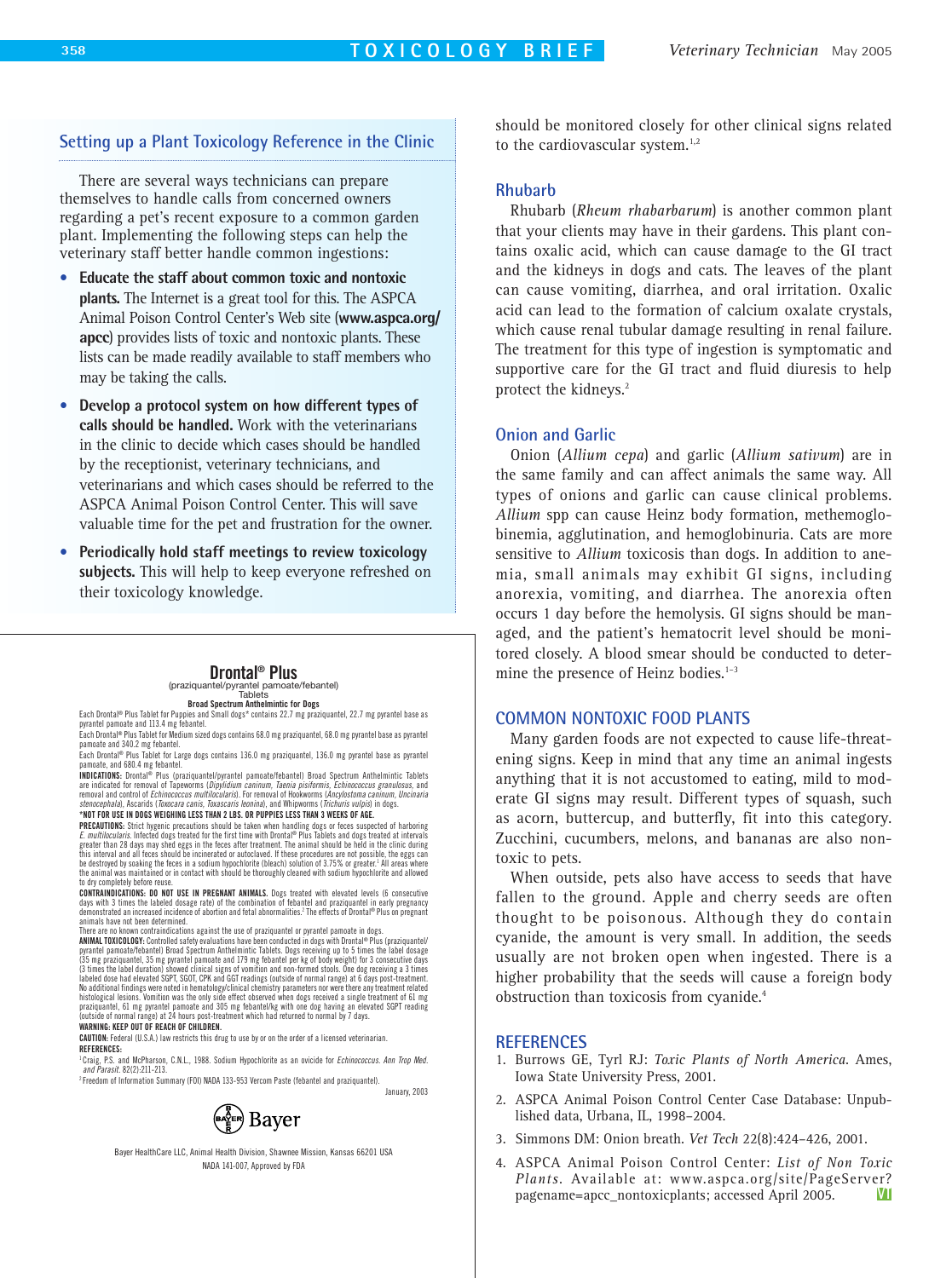## Setting up a Plant Toxicology Reference in the Clinic

There are several ways technicians can prepare themselves to handle calls from concerned owners regarding a pet's recent exposure to a common garden plant. Implementing the following steps can help the veterinary staff better handle common ingestions:

- **Educate the staff about common toxic and nontoxic plants.** The Internet is a great tool for this. The ASPCA Animal Poison Control Center's Web site (**www.aspca.org/apcc**) provides lists of toxic and nontoxic plants. These lists can be made readily available to staff members who may be taking the calls.
- **Develop a protocol system on how different types of calls should be handled.** Work with the veterinarians in the clinic to decide which cases should be handled by the receptionist, veterinary technicians, and veterinarians and which cases should be referred to the ASPCA Animal Poison Control Center. This will save valuable time for the pet and frustration for the owner.
- **Periodically hold staff meetings to review toxicology subjects.** This will help to keep everyone refreshed on their toxicology knowledge.

**Drontal® Plus**
(praziquantel/pyrantel pamoate/febantel)
Tablets
**Broad Spectrum Anthelmintic for Dogs**

Each Drontal® Plus Tablet for Puppies and Small dogs* contains 22.7 mg praziquantel, 22.7 mg pyrantel base as pyrantel pamoate and 113.4 mg febantel.
Each Drontal® Plus Tablet for Medium sized dogs contains 68.0 mg praziquantel, 68.0 mg pyrantel base as pyrantel pamoate and 340.2 mg febantel.
Each Drontal® Plus Tablet for Large dogs contains 136.0 mg praziquantel, 136.0 mg pyrantel base as pyrantel pamoate, and 680.4 mg febantel.
**INDICATIONS:** Drontal® Plus (praziquantel/pyrantel pamoate/febantel) Broad Spectrum Anthelmintic Tablets are indicated for removal of Tapeworms (*Dipylidium caninum, Taenia pisiformis, Echinococcus granulosus,* and removal and control of *Echinococcus multilocularis*). For removal of Hookworms (*Ancylostoma caninum, Uncinaria stenocephala*), Ascarids (*Toxocara canis, Toxascaris leonina*), and Whipworms (*Trichuris vulpis*) in dogs.
**\*NOT FOR USE IN DOGS WEIGHING LESS THAN 2 LBS. OR PUPPIES LESS THAN 3 WEEKS OF AGE.**
**PRECAUTIONS:** Strict hygenic precautions should be taken when handling dogs or feces suspected of harboring *E. multilocularis*. Infected dogs treated for the first time with Drontal® Plus Tablets and dogs treated at intervals greater than 28 days may shed eggs in the feces after treatment. The animal should be held in the clinic during this interval and all feces should be incinerated or autoclaved. If these procedures are not possible, the eggs can be destroyed by soaking the feces in a sodium hypochlorite (bleach) solution of 3.75% or greater.[1] All areas where the animal was maintained or in contact with should be thoroughly cleaned with sodium hypochlorite and allowed to dry completely before reuse.
**CONTRAINDICATIONS: DO NOT USE IN PREGNANT ANIMALS.** Dogs treated with elevated levels (6 consecutive days with 3 times the labeled dosage rate) of the combination of febantel and praziquantel in early pregnancy demonstrated an increased incidence of abortion and fetal abnormalities.[2] The effects of Drontal® Plus on pregnant animals have not been determined.
There are no known contraindications against the use of praziquantel or pyrantel pamoate in dogs.
**ANIMAL TOXICOLOGY:** Controlled safety evaluations have been conducted in dogs with Drontal® Plus (praziquantel/pyrantel pamoate/febantel) Broad Spectrum Anthelmintic Tablets. Dogs receiving up to 5 times the label dosage (35 mg praziquantel, 35 mg pyrantel pamoate and 179 mg febantel per kg of body weight) for 3 consecutive days (3 times the label duration) showed clinical signs of vomition and non-formed stools. One dog receiving a 3 times labeled dose had elevated SGPT, SGOT, CPK and GGT readings (outside of normal range) at 6 days post-treatment. No additional findings were noted in hematology/clinical chemistry parameters nor were there any treatment related histological lesions. Vomition was the only side effect observed when dogs received a single treatment of 61 mg praziquantel, 61 mg pyrantel pamoate and 305 mg febantel/kg with one dog having an elevated SGPT reading (outside of normal range) at 24 hours post-treatment which had returned to normal by 7 days.
**WARNING: KEEP OUT OF REACH OF CHILDREN.**
**CAUTION:** Federal (U.S.A.) law restricts this drug to use by or on the order of a licensed veterinarian.
**REFERENCES:**
[1] Craig, P.S. and McPharson, C.N.L., 1988. Sodium Hypochlorite as an ovicide for *Echinococcus. Ann Trop Med. and Parasit.* 82(2):211-213.
[2] Freedom of Information Summary (FOI) NADA 133-953 Vercom Paste (febantel and praziquantel).

January, 2003

Bayer

Bayer HealthCare LLC, Animal Health Division, Shawnee Mission, Kansas 66201 USA
NADA 141-007, Approved by FDA

should be monitored closely for other clinical signs related to the cardiovascular system.[1,2]

## Rhubarb

Rhubarb (*Rheum rhabarbarum*) is another common plant that your clients may have in their gardens. This plant contains oxalic acid, which can cause damage to the GI tract and the kidneys in dogs and cats. The leaves of the plant can cause vomiting, diarrhea, and oral irritation. Oxalic acid can lead to the formation of calcium oxalate crystals, which cause renal tubular damage resulting in renal failure. The treatment for this type of ingestion is symptomatic and supportive care for the GI tract and fluid diuresis to help protect the kidneys.[2]

## Onion and Garlic

Onion (*Allium cepa*) and garlic (*Allium sativum*) are in the same family and can affect animals the same way. All types of onions and garlic can cause clinical problems. *Allium* spp can cause Heinz body formation, methemoglobinemia, agglutination, and hemoglobinuria. Cats are more sensitive to *Allium* toxicosis than dogs. In addition to anemia, small animals may exhibit GI signs, including anorexia, vomiting, and diarrhea. The anorexia often occurs 1 day before the hemolysis. GI signs should be managed, and the patient's hematocrit level should be monitored closely. A blood smear should be conducted to determine the presence of Heinz bodies.[1–3]

## COMMON NONTOXIC FOOD PLANTS

Many garden foods are not expected to cause life-threatening signs. Keep in mind that any time an animal ingests anything that it is not accustomed to eating, mild to moderate GI signs may result. Different types of squash, such as acorn, buttercup, and butterfly, fit into this category. Zucchini, cucumbers, melons, and bananas are also nontoxic to pets.

When outside, pets also have access to seeds that have fallen to the ground. Apple and cherry seeds are often thought to be poisonous. Although they do contain cyanide, the amount is very small. In addition, the seeds usually are not broken open when ingested. There is a higher probability that the seeds will cause a foreign body obstruction than toxicosis from cyanide.[4]

## REFERENCES

1. Burrows GE, Tyrl RJ: *Toxic Plants of North America*. Ames, Iowa State University Press, 2001.
2. ASPCA Animal Poison Control Center Case Database: Unpublished data, Urbana, IL, 1998–2004.
3. Simmons DM: Onion breath. *Vet Tech* 22(8):424–426, 2001.
4. ASPCA Animal Poison Control Center: *List of Non Toxic Plants*. Available at: www.aspca.org/site/PageServer?pagename=apcc_nontoxicplants; accessed April 2005.